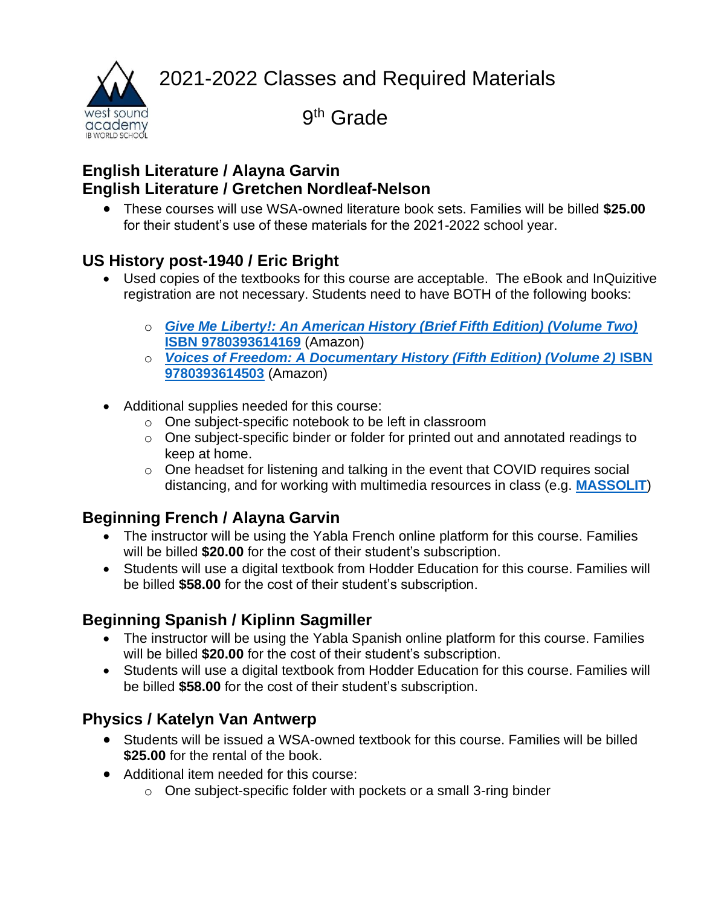# 2021-2022 Classes and Required Materials

## 9th Grade

### English Literature / Alayna Garvin
### English Literature / Gretchen Nordleaf-Nelson

- These courses will use WSA-owned literature book sets. Families will be billed **$25.00** for their student's use of these materials for the 2021-2022 school year.

### US History post-1940 / Eric Bright

- Used copies of the textbooks for this course are acceptable. The eBook and InQuizitive registration are not necessary. Students need to have BOTH of the following books:
    - ***Give Me Liberty!: An American History (Brief Fifth Edition) (Volume Two)*** **ISBN 9780393614169** (Amazon)
    - ***Voices of Freedom: A Documentary History (Fifth Edition) (Volume 2)*** **ISBN 9780393614503** (Amazon)

- Additional supplies needed for this course:
    - One subject-specific notebook to be left in classroom
    - One subject-specific binder or folder for printed out and annotated readings to keep at home.
    - One headset for listening and talking in the event that COVID requires social distancing, and for working with multimedia resources in class (e.g. **MASSOLIT**)

### Beginning French / Alayna Garvin

- The instructor will be using the Yabla French online platform for this course. Families will be billed **$20.00** for the cost of their student's subscription.
- Students will use a digital textbook from Hodder Education for this course. Families will be billed **$58.00** for the cost of their student's subscription.

### Beginning Spanish / Kiplinn Sagmiller

- The instructor will be using the Yabla Spanish online platform for this course. Families will be billed **$20.00** for the cost of their student's subscription.
- Students will use a digital textbook from Hodder Education for this course. Families will be billed **$58.00** for the cost of their student's subscription.

### Physics / Katelyn Van Antwerp

- Students will be issued a WSA-owned textbook for this course. Families will be billed **$25.00** for the rental of the book.
- Additional item needed for this course:
    - One subject-specific folder with pockets or a small 3-ring binder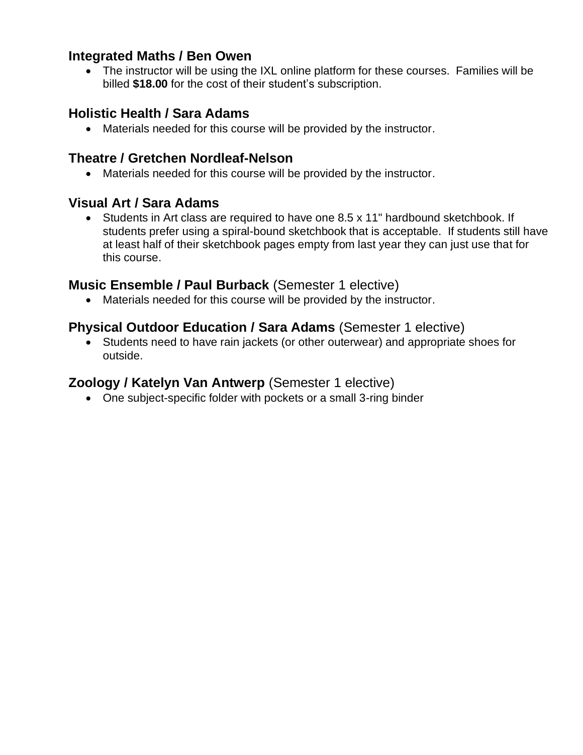### Integrated Maths / Ben Owen

- The instructor will be using the IXL online platform for these courses. Families will be billed **$18.00** for the cost of their student's subscription.

### Holistic Health / Sara Adams

- Materials needed for this course will be provided by the instructor.

### Theatre / Gretchen Nordleaf-Nelson

- Materials needed for this course will be provided by the instructor.

### Visual Art / Sara Adams

- Students in Art class are required to have one 8.5 x 11" hardbound sketchbook. If students prefer using a spiral-bound sketchbook that is acceptable. If students still have at least half of their sketchbook pages empty from last year they can just use that for this course.

### **Music Ensemble / Paul Burback** (Semester 1 elective)

- Materials needed for this course will be provided by the instructor.

### **Physical Outdoor Education / Sara Adams** (Semester 1 elective)

- Students need to have rain jackets (or other outerwear) and appropriate shoes for outside.

### **Zoology / Katelyn Van Antwerp** (Semester 1 elective)

- One subject-specific folder with pockets or a small 3-ring binder